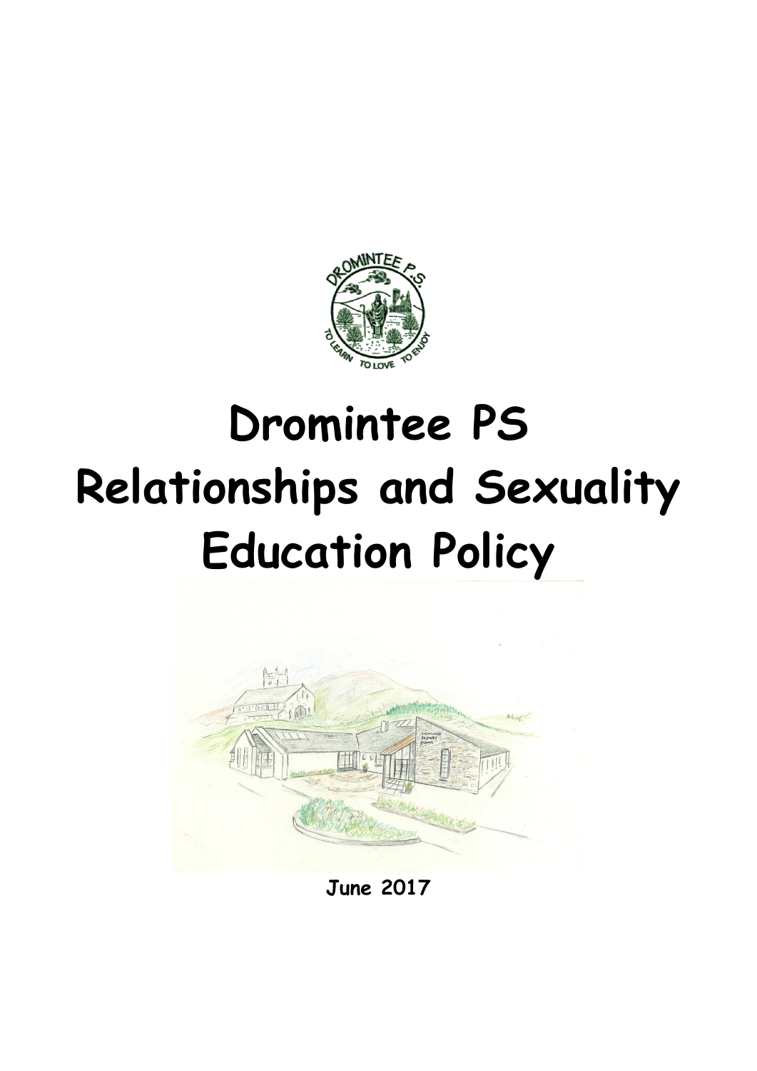# Dromintee PS Relationships and Sexuality Education Policy

**June 2017**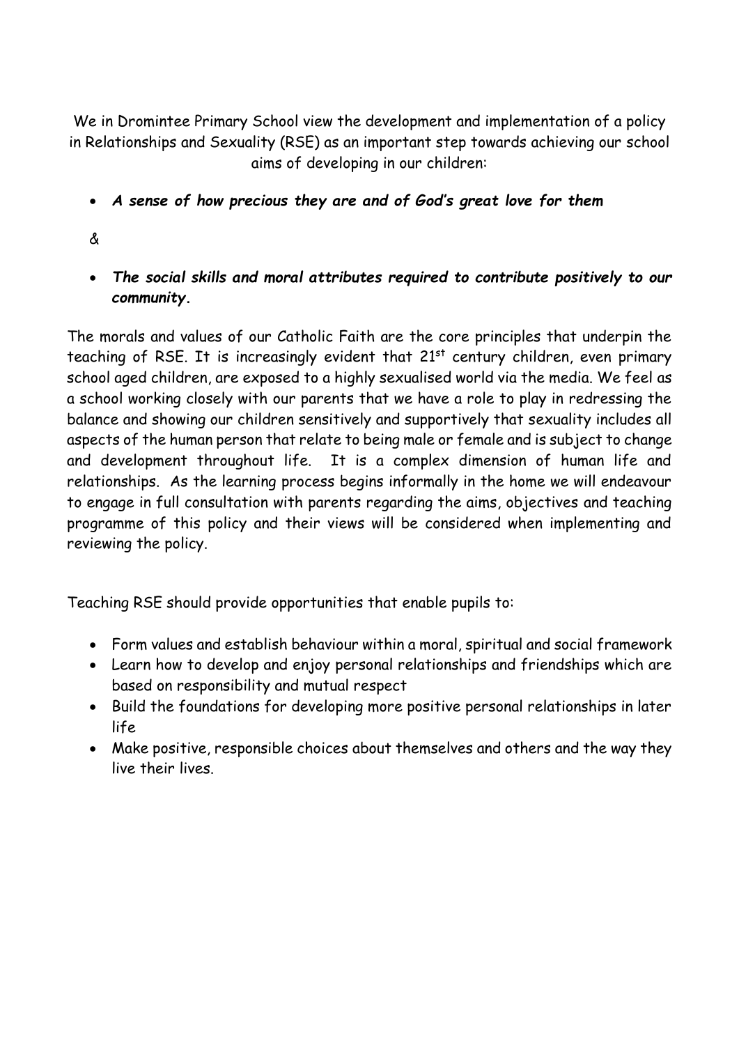We in Dromintee Primary School view the development and implementation of a policy in Relationships and Sexuality (RSE) as an important step towards achieving our school aims of developing in our children:

- ***A sense of how precious they are and of God's great love for them***

&

- ***The social skills and moral attributes required to contribute positively to our community.***

The morals and values of our Catholic Faith are the core principles that underpin the teaching of RSE. It is increasingly evident that 21st century children, even primary school aged children, are exposed to a highly sexualised world via the media. We feel as a school working closely with our parents that we have a role to play in redressing the balance and showing our children sensitively and supportively that sexuality includes all aspects of the human person that relate to being male or female and is subject to change and development throughout life. It is a complex dimension of human life and relationships. As the learning process begins informally in the home we will endeavour to engage in full consultation with parents regarding the aims, objectives and teaching programme of this policy and their views will be considered when implementing and reviewing the policy.

Teaching RSE should provide opportunities that enable pupils to:

- Form values and establish behaviour within a moral, spiritual and social framework
- Learn how to develop and enjoy personal relationships and friendships which are based on responsibility and mutual respect
- Build the foundations for developing more positive personal relationships in later life
- Make positive, responsible choices about themselves and others and the way they live their lives.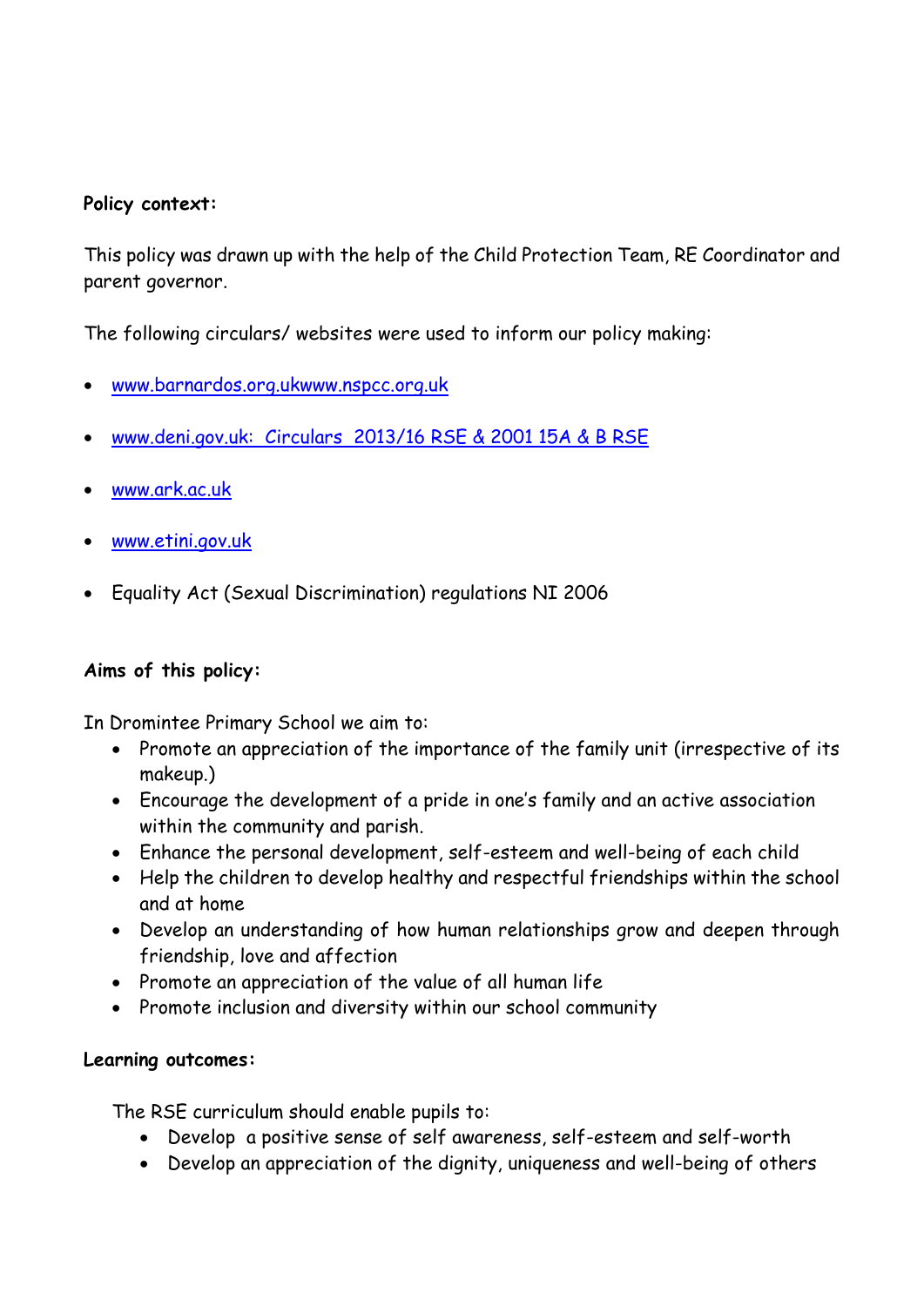**Policy context:**

This policy was drawn up with the help of the Child Protection Team, RE Coordinator and parent governor.

The following circulars/ websites were used to inform our policy making:

- www.barnardos.org.ukwww.nspcc.org.uk
- www.deni.gov.uk: Circulars 2013/16 RSE & 2001 15A & B RSE
- www.ark.ac.uk
- www.etini.gov.uk
- Equality Act (Sexual Discrimination) regulations NI 2006

**Aims of this policy:**

In Dromintee Primary School we aim to:

- Promote an appreciation of the importance of the family unit (irrespective of its makeup.)
- Encourage the development of a pride in one's family and an active association within the community and parish.
- Enhance the personal development, self-esteem and well-being of each child
- Help the children to develop healthy and respectful friendships within the school and at home
- Develop an understanding of how human relationships grow and deepen through friendship, love and affection
- Promote an appreciation of the value of all human life
- Promote inclusion and diversity within our school community

**Learning outcomes:**

The RSE curriculum should enable pupils to:

- Develop a positive sense of self awareness, self-esteem and self-worth
- Develop an appreciation of the dignity, uniqueness and well-being of others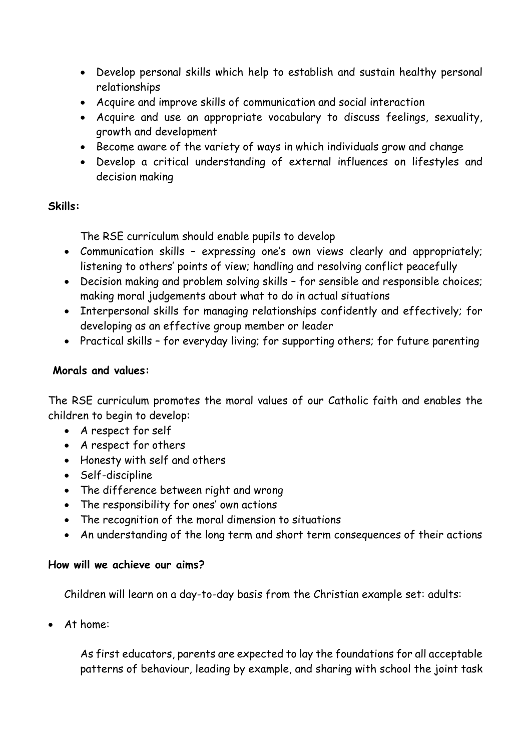- Develop personal skills which help to establish and sustain healthy personal relationships
- Acquire and improve skills of communication and social interaction
- Acquire and use an appropriate vocabulary to discuss feelings, sexuality, growth and development
- Become aware of the variety of ways in which individuals grow and change
- Develop a critical understanding of external influences on lifestyles and decision making

**Skills:**

The RSE curriculum should enable pupils to develop

- Communication skills – expressing one's own views clearly and appropriately; listening to others' points of view; handling and resolving conflict peacefully
- Decision making and problem solving skills – for sensible and responsible choices; making moral judgements about what to do in actual situations
- Interpersonal skills for managing relationships confidently and effectively; for developing as an effective group member or leader
- Practical skills – for everyday living; for supporting others; for future parenting

**Morals and values:**

The RSE curriculum promotes the moral values of our Catholic faith and enables the children to begin to develop:

- A respect for self
- A respect for others
- Honesty with self and others
- Self-discipline
- The difference between right and wrong
- The responsibility for ones' own actions
- The recognition of the moral dimension to situations
- An understanding of the long term and short term consequences of their actions

**How will we achieve our aims?**

Children will learn on a day-to-day basis from the Christian example set: adults:

- At home:

  As first educators, parents are expected to lay the foundations for all acceptable patterns of behaviour, leading by example, and sharing with school the joint task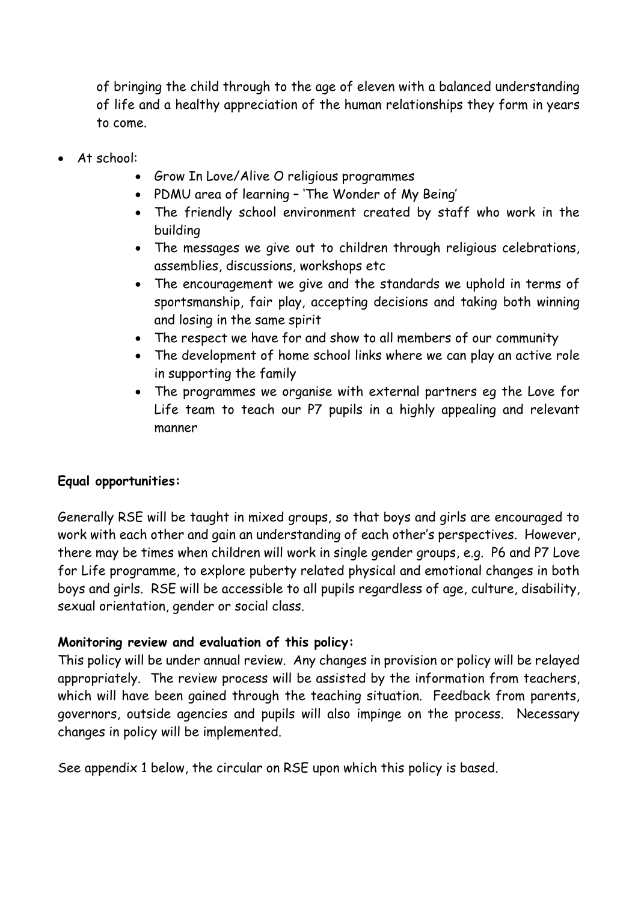of bringing the child through to the age of eleven with a balanced understanding of life and a healthy appreciation of the human relationships they form in years to come.

- At school:
  - Grow In Love/Alive O religious programmes
  - PDMU area of learning – 'The Wonder of My Being'
  - The friendly school environment created by staff who work in the building
  - The messages we give out to children through religious celebrations, assemblies, discussions, workshops etc
  - The encouragement we give and the standards we uphold in terms of sportsmanship, fair play, accepting decisions and taking both winning and losing in the same spirit
  - The respect we have for and show to all members of our community
  - The development of home school links where we can play an active role in supporting the family
  - The programmes we organise with external partners eg the Love for Life team to teach our P7 pupils in a highly appealing and relevant manner

**Equal opportunities:**

Generally RSE will be taught in mixed groups, so that boys and girls are encouraged to work with each other and gain an understanding of each other's perspectives. However, there may be times when children will work in single gender groups, e.g. P6 and P7 Love for Life programme, to explore puberty related physical and emotional changes in both boys and girls. RSE will be accessible to all pupils regardless of age, culture, disability, sexual orientation, gender or social class.

**Monitoring review and evaluation of this policy:**

This policy will be under annual review. Any changes in provision or policy will be relayed appropriately. The review process will be assisted by the information from teachers, which will have been gained through the teaching situation. Feedback from parents, governors, outside agencies and pupils will also impinge on the process. Necessary changes in policy will be implemented.

See appendix 1 below, the circular on RSE upon which this policy is based.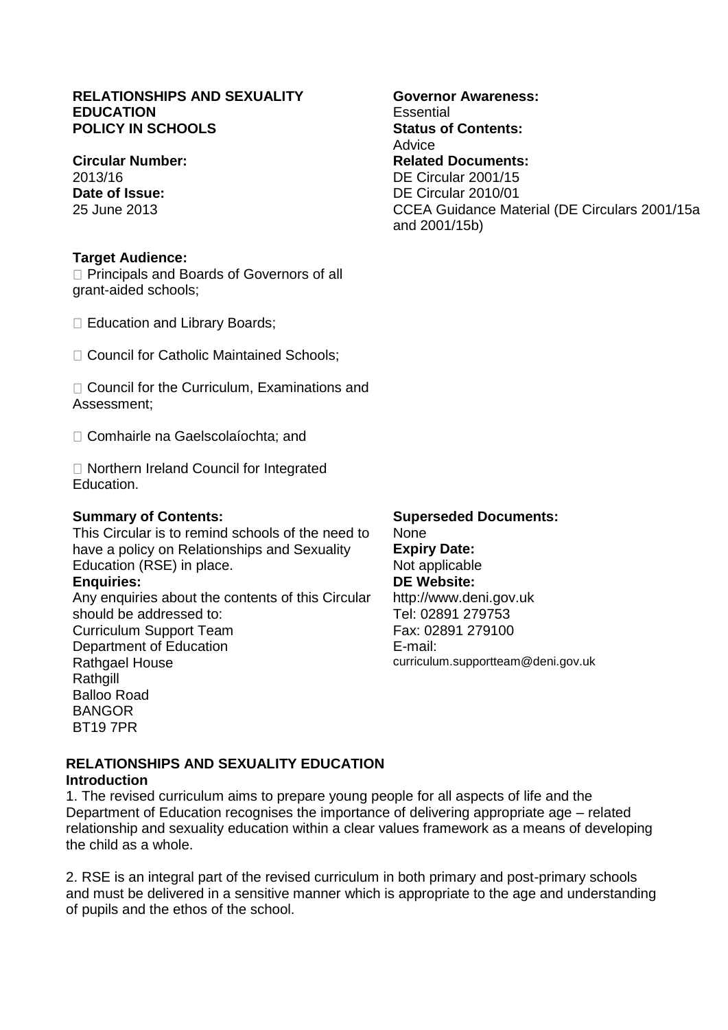**RELATIONSHIPS AND SEXUALITY EDUCATION**
**POLICY IN SCHOOLS**

**Circular Number:**
2013/16

**Date of Issue:**
25 June 2013

**Governor Awareness:**
Essential

**Status of Contents:**
Advice

**Related Documents:**
DE Circular 2001/15
DE Circular 2010/01
CCEA Guidance Material (DE Circulars 2001/15a and 2001/15b)

**Target Audience:**

- Principals and Boards of Governors of all grant-aided schools;
- Education and Library Boards;
- Council for Catholic Maintained Schools;
- Council for the Curriculum, Examinations and Assessment;
- Comhairle na Gaelscolaíochta; and
- Northern Ireland Council for Integrated Education.

**Summary of Contents:**
This Circular is to remind schools of the need to have a policy on Relationships and Sexuality Education (RSE) in place.

**Enquiries:**
Any enquiries about the contents of this Circular should be addressed to:
Curriculum Support Team
Department of Education
Rathgael House
Rathgill
Balloo Road
BANGOR
BT19 7PR

**Superseded Documents:**
None

**Expiry Date:**
Not applicable

**DE Website:**
http://www.deni.gov.uk
Tel: 02891 279753
Fax: 02891 279100
E-mail:
curriculum.supportteam@deni.gov.uk

## RELATIONSHIPS AND SEXUALITY EDUCATION

### Introduction

1. The revised curriculum aims to prepare young people for all aspects of life and the Department of Education recognises the importance of delivering appropriate age – related relationship and sexuality education within a clear values framework as a means of developing the child as a whole.

2. RSE is an integral part of the revised curriculum in both primary and post-primary schools and must be delivered in a sensitive manner which is appropriate to the age and understanding of pupils and the ethos of the school.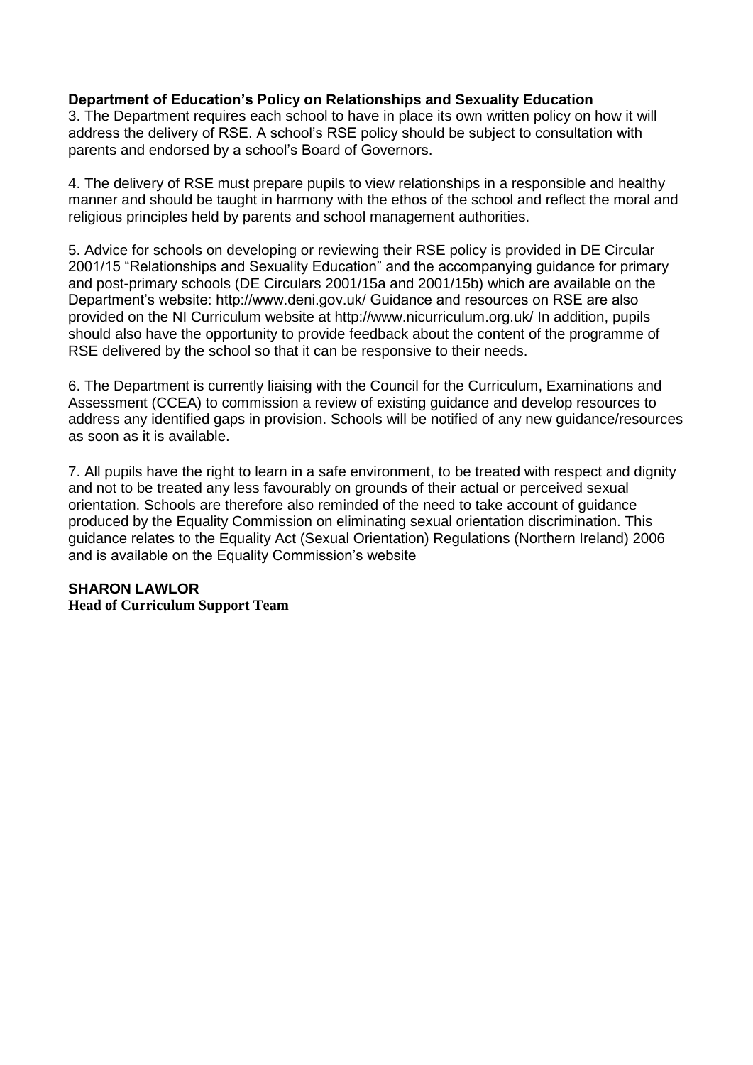**Department of Education's Policy on Relationships and Sexuality Education**

3. The Department requires each school to have in place its own written policy on how it will address the delivery of RSE. A school's RSE policy should be subject to consultation with parents and endorsed by a school's Board of Governors.

4. The delivery of RSE must prepare pupils to view relationships in a responsible and healthy manner and should be taught in harmony with the ethos of the school and reflect the moral and religious principles held by parents and school management authorities.

5. Advice for schools on developing or reviewing their RSE policy is provided in DE Circular 2001/15 "Relationships and Sexuality Education" and the accompanying guidance for primary and post-primary schools (DE Circulars 2001/15a and 2001/15b) which are available on the Department's website: http://www.deni.gov.uk/ Guidance and resources on RSE are also provided on the NI Curriculum website at http://www.nicurriculum.org.uk/ In addition, pupils should also have the opportunity to provide feedback about the content of the programme of RSE delivered by the school so that it can be responsive to their needs.

6. The Department is currently liaising with the Council for the Curriculum, Examinations and Assessment (CCEA) to commission a review of existing guidance and develop resources to address any identified gaps in provision. Schools will be notified of any new guidance/resources as soon as it is available.

7. All pupils have the right to learn in a safe environment, to be treated with respect and dignity and not to be treated any less favourably on grounds of their actual or perceived sexual orientation. Schools are therefore also reminded of the need to take account of guidance produced by the Equality Commission on eliminating sexual orientation discrimination. This guidance relates to the Equality Act (Sexual Orientation) Regulations (Northern Ireland) 2006 and is available on the Equality Commission's website

**SHARON LAWLOR**
**Head of Curriculum Support Team**